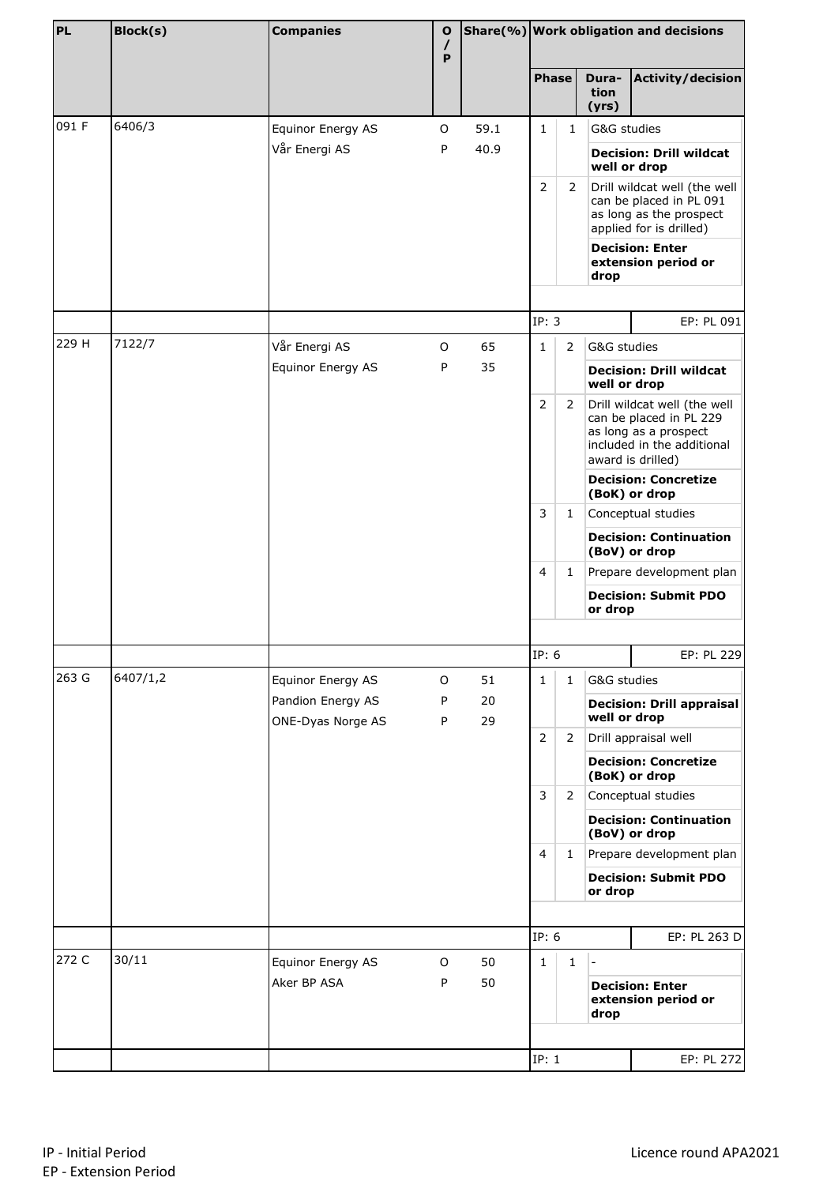| PL | Block(s) | Companies | O / P | Share(%) | Work obligation and decisions | | |
|---|---|---|---|---|---|---|---|
| | | | | | **Phase** | **Duration (yrs)** | **Activity/decision** |
| 091 F | 6406/3 | Equinor Energy AS | O | 59.1 | 1 | 1 | G&G studies |
| | | Vår Energi AS | P | 40.9 | | | **Decision: Drill wildcat well or drop** |
| | | | | | 2 | 2 | Drill wildcat well (the well can be placed in PL 091 as long as the prospect applied for is drilled) |
| | | | | | | | **Decision: Enter extension period or drop** |
| | | | | | IP: 3 | | EP: PL 091 |
| 229 H | 7122/7 | Vår Energi AS | O | 65 | 1 | 2 | G&G studies |
| | | Equinor Energy AS | P | 35 | | | **Decision: Drill wildcat well or drop** |
| | | | | | 2 | 2 | Drill wildcat well (the well can be placed in PL 229 as long as a prospect included in the additional award is drilled) |
| | | | | | | | **Decision: Concretize (BoK) or drop** |
| | | | | | 3 | 1 | Conceptual studies |
| | | | | | | | **Decision: Continuation (BoV) or drop** |
| | | | | | 4 | 1 | Prepare development plan |
| | | | | | | | **Decision: Submit PDO or drop** |
| | | | | | IP: 6 | | EP: PL 229 |
| 263 G | 6407/1,2 | Equinor Energy AS | O | 51 | 1 | 1 | G&G studies |
| | | Pandion Energy AS | P | 20 | | | **Decision: Drill appraisal well or drop** |
| | | ONE-Dyas Norge AS | P | 29 | 2 | 2 | Drill appraisal well |
| | | | | | | | **Decision: Concretize (BoK) or drop** |
| | | | | | 3 | 2 | Conceptual studies |
| | | | | | | | **Decision: Continuation (BoV) or drop** |
| | | | | | 4 | 1 | Prepare development plan |
| | | | | | | | **Decision: Submit PDO or drop** |
| | | | | | IP: 6 | | EP: PL 263 D |
| 272 C | 30/11 | Equinor Energy AS | O | 50 | 1 | 1 | - |
| | | Aker BP ASA | P | 50 | | | **Decision: Enter extension period or drop** |
| | | | | | IP: 1 | | EP: PL 272 |

IP - Initial Period
EP - Extension Period

Licence round APA2021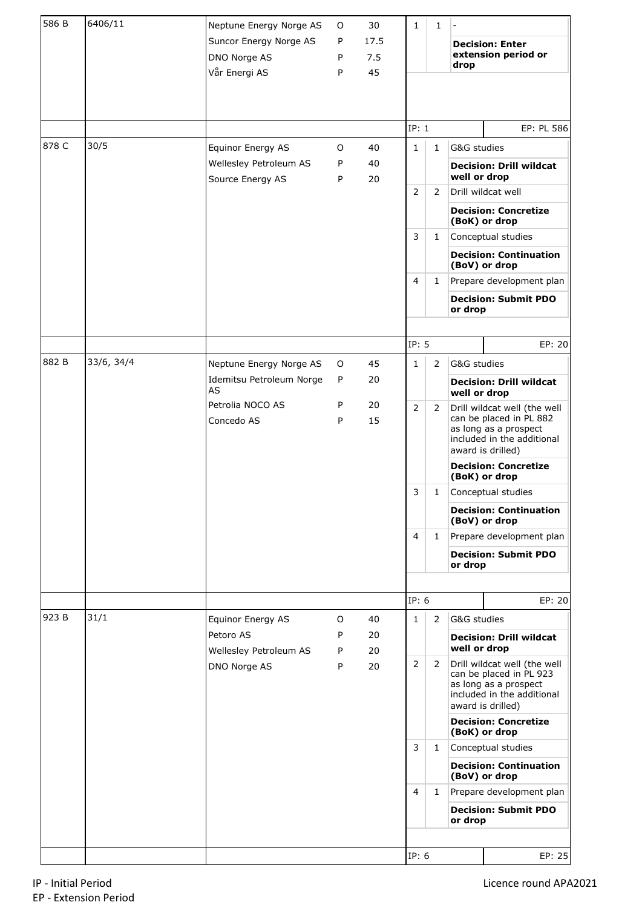| | | | | | | | |
|---|---|---|---|---|---|---|---|
| 586 B | 6406/11 | Neptune Energy Norge AS | O | 30 | 1 | 1 | - |
| | | Suncor Energy Norge AS | P | 17.5 | | | **Decision: Enter extension period or drop** |
| | | DNO Norge AS | P | 7.5 | | | |
| | | Vår Energi AS | P | 45 | | | |
| | | | | | IP: 1 | | EP: PL 586 |
| 878 C | 30/5 | Equinor Energy AS | O | 40 | 1 | 1 | G&G studies |
| | | Wellesley Petroleum AS | P | 40 | | | **Decision: Drill wildcat well or drop** |
| | | Source Energy AS | P | 20 | 2 | 2 | Drill wildcat well |
| | | | | | | | **Decision: Concretize (BoK) or drop** |
| | | | | | 3 | 1 | Conceptual studies |
| | | | | | | | **Decision: Continuation (BoV) or drop** |
| | | | | | 4 | 1 | Prepare development plan |
| | | | | | | | **Decision: Submit PDO or drop** |
| | | | | | IP: 5 | | EP: 20 |
| 882 B | 33/6, 34/4 | Neptune Energy Norge AS | O | 45 | 1 | 2 | G&G studies |
| | | Idemitsu Petroleum Norge AS | P | 20 | | | **Decision: Drill wildcat well or drop** |
| | | Petrolia NOCO AS | P | 20 | 2 | 2 | Drill wildcat well (the well can be placed in PL 882 as long as a prospect included in the additional award is drilled) |
| | | Concedo AS | P | 15 | | | **Decision: Concretize (BoK) or drop** |
| | | | | | 3 | 1 | Conceptual studies |
| | | | | | | | **Decision: Continuation (BoV) or drop** |
| | | | | | 4 | 1 | Prepare development plan |
| | | | | | | | **Decision: Submit PDO or drop** |
| | | | | | IP: 6 | | EP: 20 |
| 923 B | 31/1 | Equinor Energy AS | O | 40 | 1 | 2 | G&G studies |
| | | Petoro AS | P | 20 | | | **Decision: Drill wildcat well or drop** |
| | | Wellesley Petroleum AS | P | 20 | | | |
| | | DNO Norge AS | P | 20 | 2 | 2 | Drill wildcat well (the well can be placed in PL 923 as long as a prospect included in the additional award is drilled) |
| | | | | | | | **Decision: Concretize (BoK) or drop** |
| | | | | | 3 | 1 | Conceptual studies |
| | | | | | | | **Decision: Continuation (BoV) or drop** |
| | | | | | 4 | 1 | Prepare development plan |
| | | | | | | | **Decision: Submit PDO or drop** |
| | | | | | IP: 6 | | EP: 25 |

IP - Initial Period
EP - Extension Period

Licence round APA2021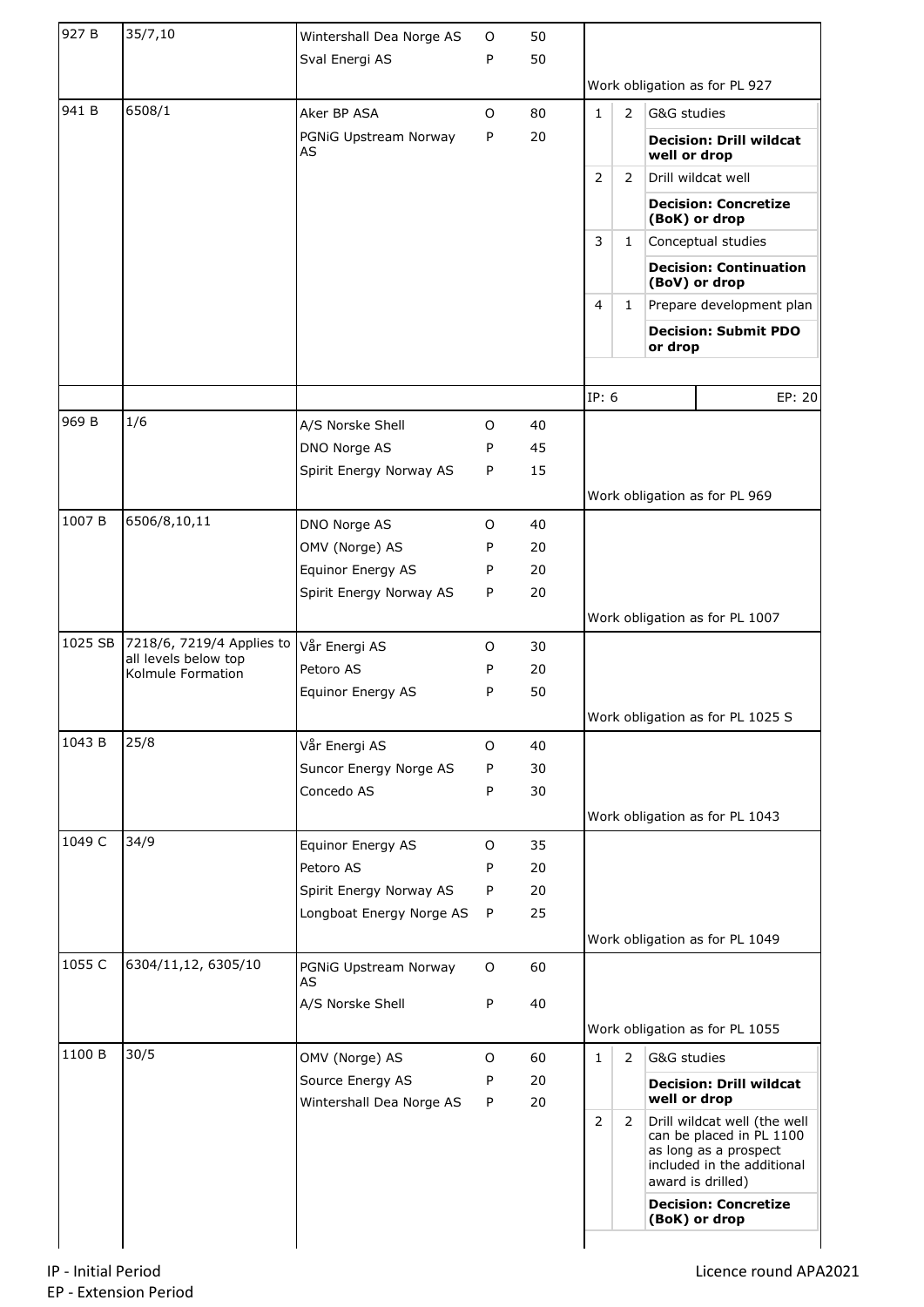| Licence | Blocks | Company | Role | Share (%) | Work obligation |
|---|---|---|---|---|---|
| 927 B | 35/7,10 | Wintershall Dea Norge AS | O | 50 | Work obligation as for PL 927 |
| | | Sval Energi AS | P | 50 | |
| 941 B | 6508/1 | Aker BP ASA | O | 80 | 1 – 2 – G&G studies<br>**Decision: Drill wildcat well or drop**<br>2 – 2 – Drill wildcat well<br>**Decision: Concretize (BoK) or drop**<br>3 – 1 – Conceptual studies<br>**Decision: Continuation (BoV) or drop**<br>4 – 1 – Prepare development plan<br>**Decision: Submit PDO or drop**<br>IP: 6 – EP: 20 |
| | | PGNiG Upstream Norway AS | P | 20 | |
| 969 B | 1/6 | A/S Norske Shell | O | 40 | Work obligation as for PL 969 |
| | | DNO Norge AS | P | 45 | |
| | | Spirit Energy Norway AS | P | 15 | |
| 1007 B | 6506/8,10,11 | DNO Norge AS | O | 40 | Work obligation as for PL 1007 |
| | | OMV (Norge) AS | P | 20 | |
| | | Equinor Energy AS | P | 20 | |
| | | Spirit Energy Norway AS | P | 20 | |
| 1025 SB | 7218/6, 7219/4 Applies to all levels below top Kolmule Formation | Vår Energi AS | O | 30 | Work obligation as for PL 1025 S |
| | | Petoro AS | P | 20 | |
| | | Equinor Energy AS | P | 50 | |
| 1043 B | 25/8 | Vår Energi AS | O | 40 | Work obligation as for PL 1043 |
| | | Suncor Energy Norge AS | P | 30 | |
| | | Concedo AS | P | 30 | |
| 1049 C | 34/9 | Equinor Energy AS | O | 35 | Work obligation as for PL 1049 |
| | | Petoro AS | P | 20 | |
| | | Spirit Energy Norway AS | P | 20 | |
| | | Longboat Energy Norge AS | P | 25 | |
| 1055 C | 6304/11,12, 6305/10 | PGNiG Upstream Norway AS | O | 60 | Work obligation as for PL 1055 |
| | | A/S Norske Shell | P | 40 | |
| 1100 B | 30/5 | OMV (Norge) AS | O | 60 | 1 – 2 – G&G studies<br>**Decision: Drill wildcat well or drop**<br>2 – 2 – Drill wildcat well (the well can be placed in PL 1100 as long as a prospect included in the additional award is drilled)<br>**Decision: Concretize (BoK) or drop** |
| | | Source Energy AS | P | 20 | |
| | | Wintershall Dea Norge AS | P | 20 | |

IP - Initial Period
EP - Extension Period

Licence round APA2021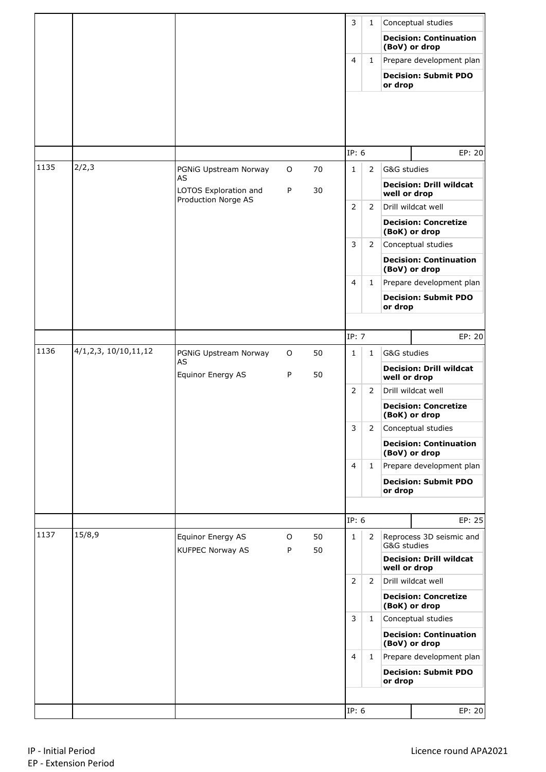| Licence | Blocks | Companies | Role | Share (%) | Step | Years | Work obligation / Decision |
|---|---|---|---|---|---|---|---|
| | | | | | 3 | 1 | Conceptual studies |
| | | | | | | | **Decision: Continuation (BoV) or drop** |
| | | | | | 4 | 1 | Prepare development plan |
| | | | | | | | **Decision: Submit PDO or drop** |
| | | | | | IP: 6 | | EP: 20 |
| 1135 | 2/2,3 | PGNiG Upstream Norway AS | O | 70 | 1 | 2 | G&G studies |
| | | LOTOS Exploration and Production Norge AS | P | 30 | | | **Decision: Drill wildcat well or drop** |
| | | | | | 2 | 2 | Drill wildcat well |
| | | | | | | | **Decision: Concretize (BoK) or drop** |
| | | | | | 3 | 2 | Conceptual studies |
| | | | | | | | **Decision: Continuation (BoV) or drop** |
| | | | | | 4 | 1 | Prepare development plan |
| | | | | | | | **Decision: Submit PDO or drop** |
| | | | | | IP: 7 | | EP: 20 |
| 1136 | 4/1,2,3, 10/10,11,12 | PGNiG Upstream Norway AS | O | 50 | 1 | 1 | G&G studies |
| | | Equinor Energy AS | P | 50 | | | **Decision: Drill wildcat well or drop** |
| | | | | | 2 | 2 | Drill wildcat well |
| | | | | | | | **Decision: Concretize (BoK) or drop** |
| | | | | | 3 | 2 | Conceptual studies |
| | | | | | | | **Decision: Continuation (BoV) or drop** |
| | | | | | 4 | 1 | Prepare development plan |
| | | | | | | | **Decision: Submit PDO or drop** |
| | | | | | IP: 6 | | EP: 25 |
| 1137 | 15/8,9 | Equinor Energy AS | O | 50 | 1 | 2 | Reprocess 3D seismic and G&G studies |
| | | KUFPEC Norway AS | P | 50 | | | **Decision: Drill wildcat well or drop** |
| | | | | | 2 | 2 | Drill wildcat well |
| | | | | | | | **Decision: Concretize (BoK) or drop** |
| | | | | | 3 | 1 | Conceptual studies |
| | | | | | | | **Decision: Continuation (BoV) or drop** |
| | | | | | 4 | 1 | Prepare development plan |
| | | | | | | | **Decision: Submit PDO or drop** |
| | | | | | IP: 6 | | EP: 20 |

IP - Initial Period
EP - Extension Period

Licence round APA2021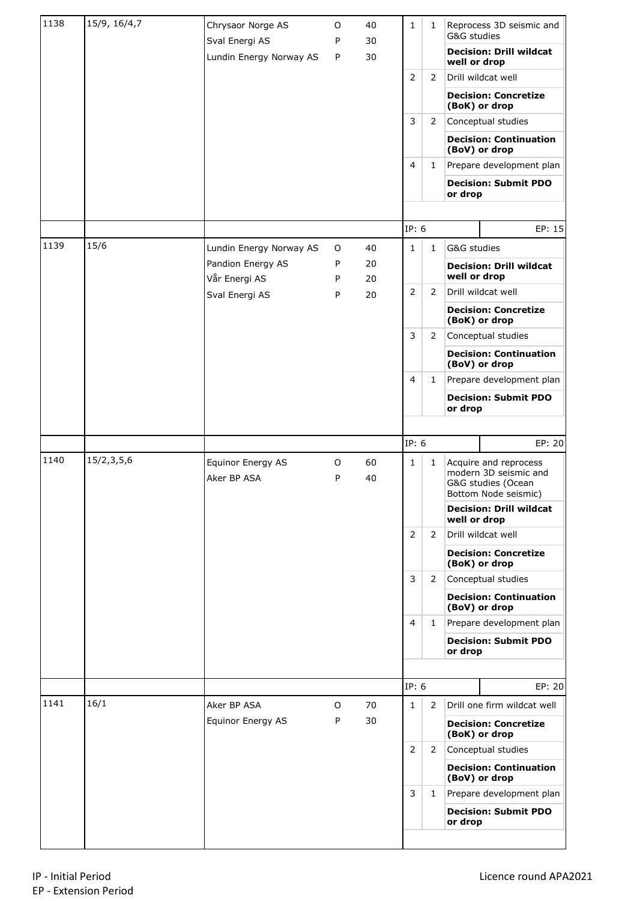| | | | | | | | |
|---|---|---|---|---|---|---|---|
| 1138 | 15/9, 16/4,7 | Chrysaor Norge AS | O | 40 | 1 | 1 | Reprocess 3D seismic and G&G studies |
| | | Sval Energi AS | P | 30 | | | **Decision: Drill wildcat well or drop** |
| | | Lundin Energy Norway AS | P | 30 | 2 | 2 | Drill wildcat well |
| | | | | | | | **Decision: Concretize (BoK) or drop** |
| | | | | | 3 | 2 | Conceptual studies |
| | | | | | | | **Decision: Continuation (BoV) or drop** |
| | | | | | 4 | 1 | Prepare development plan |
| | | | | | | | **Decision: Submit PDO or drop** |
| | | | | | IP: 6 | | EP: 15 |
| 1139 | 15/6 | Lundin Energy Norway AS | O | 40 | 1 | 1 | G&G studies |
| | | Pandion Energy AS | P | 20 | | | **Decision: Drill wildcat well or drop** |
| | | Vår Energi AS | P | 20 | 2 | 2 | Drill wildcat well |
| | | Sval Energi AS | P | 20 | | | **Decision: Concretize (BoK) or drop** |
| | | | | | 3 | 2 | Conceptual studies |
| | | | | | | | **Decision: Continuation (BoV) or drop** |
| | | | | | 4 | 1 | Prepare development plan |
| | | | | | | | **Decision: Submit PDO or drop** |
| | | | | | IP: 6 | | EP: 20 |
| 1140 | 15/2,3,5,6 | Equinor Energy AS | O | 60 | 1 | 1 | Acquire and reprocess modern 3D seismic and G&G studies (Ocean Bottom Node seismic) |
| | | Aker BP ASA | P | 40 | | | **Decision: Drill wildcat well or drop** |
| | | | | | 2 | 2 | Drill wildcat well |
| | | | | | | | **Decision: Concretize (BoK) or drop** |
| | | | | | 3 | 2 | Conceptual studies |
| | | | | | | | **Decision: Continuation (BoV) or drop** |
| | | | | | 4 | 1 | Prepare development plan |
| | | | | | | | **Decision: Submit PDO or drop** |
| | | | | | IP: 6 | | EP: 20 |
| 1141 | 16/1 | Aker BP ASA | O | 70 | 1 | 2 | Drill one firm wildcat well |
| | | Equinor Energy AS | P | 30 | | | **Decision: Concretize (BoK) or drop** |
| | | | | | 2 | 2 | Conceptual studies |
| | | | | | | | **Decision: Continuation (BoV) or drop** |
| | | | | | 3 | 1 | Prepare development plan |
| | | | | | | | **Decision: Submit PDO or drop** |

IP - Initial Period
EP - Extension Period

Licence round APA2021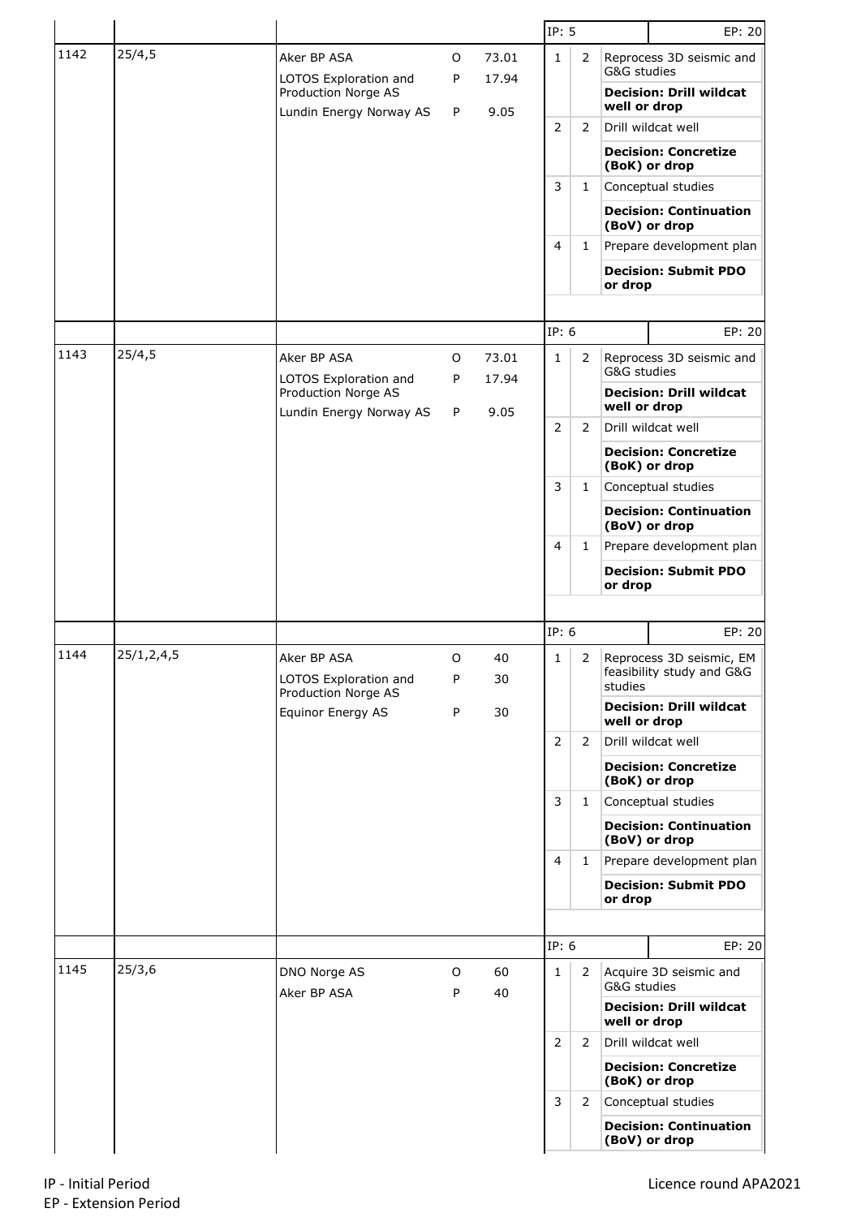| | | | | | IP: 5 | | | EP: 20 |
|---|---|---|---|---|---|---|---|---|
| 1142 | 25/4,5 | Aker BP ASA | O | 73.01 | 1 | 2 | Reprocess 3D seismic and G&G studies | |
| | | LOTOS Exploration and Production Norge AS | P | 17.94 | | | **Decision: Drill wildcat well or drop** | |
| | | Lundin Energy Norway AS | P | 9.05 | 2 | 2 | Drill wildcat well | |
| | | | | | | | **Decision: Concretize (BoK) or drop** | |
| | | | | | 3 | 1 | Conceptual studies | |
| | | | | | | | **Decision: Continuation (BoV) or drop** | |
| | | | | | 4 | 1 | Prepare development plan | |
| | | | | | | | **Decision: Submit PDO or drop** | |
| | | | | | IP: 6 | | | EP: 20 |
| 1143 | 25/4,5 | Aker BP ASA | O | 73.01 | 1 | 2 | Reprocess 3D seismic and G&G studies | |
| | | LOTOS Exploration and Production Norge AS | P | 17.94 | | | **Decision: Drill wildcat well or drop** | |
| | | Lundin Energy Norway AS | P | 9.05 | 2 | 2 | Drill wildcat well | |
| | | | | | | | **Decision: Concretize (BoK) or drop** | |
| | | | | | 3 | 1 | Conceptual studies | |
| | | | | | | | **Decision: Continuation (BoV) or drop** | |
| | | | | | 4 | 1 | Prepare development plan | |
| | | | | | | | **Decision: Submit PDO or drop** | |
| | | | | | IP: 6 | | | EP: 20 |
| 1144 | 25/1,2,4,5 | Aker BP ASA | O | 40 | 1 | 2 | Reprocess 3D seismic, EM feasibility study and G&G studies | |
| | | LOTOS Exploration and Production Norge AS | P | 30 | | | **Decision: Drill wildcat well or drop** | |
| | | Equinor Energy AS | P | 30 | 2 | 2 | Drill wildcat well | |
| | | | | | | | **Decision: Concretize (BoK) or drop** | |
| | | | | | 3 | 1 | Conceptual studies | |
| | | | | | | | **Decision: Continuation (BoV) or drop** | |
| | | | | | 4 | 1 | Prepare development plan | |
| | | | | | | | **Decision: Submit PDO or drop** | |
| | | | | | IP: 6 | | | EP: 20 |
| 1145 | 25/3,6 | DNO Norge AS | O | 60 | 1 | 2 | Acquire 3D seismic and G&G studies | |
| | | Aker BP ASA | P | 40 | | | **Decision: Drill wildcat well or drop** | |
| | | | | | 2 | 2 | Drill wildcat well | |
| | | | | | | | **Decision: Concretize (BoK) or drop** | |
| | | | | | 3 | 2 | Conceptual studies | |
| | | | | | | | **Decision: Continuation (BoV) or drop** | |

IP - Initial Period
EP - Extension Period

Licence round APA2021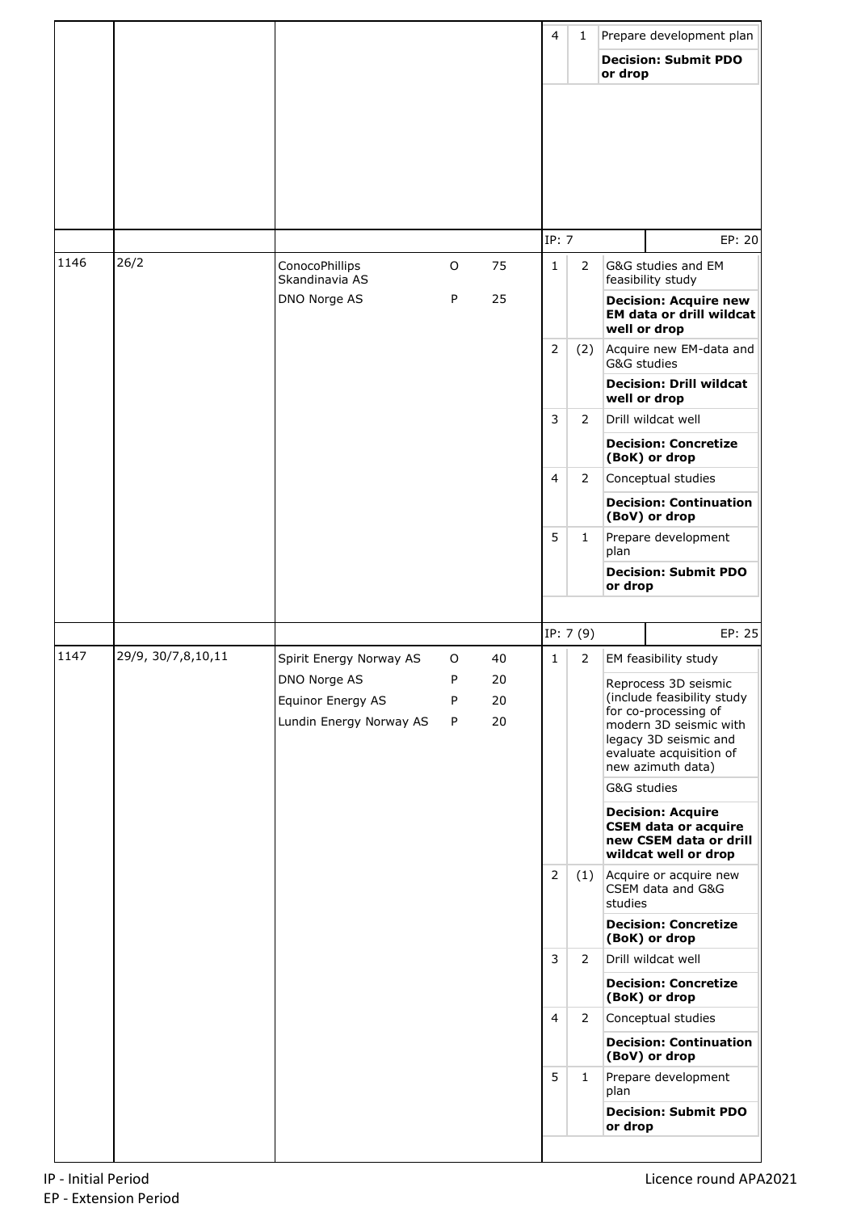| | | | | | | | |
|---|---|---|---|---|---|---|---|
| | | | | | 4 | 1 | Prepare development plan |
| | | | | | | | **Decision: Submit PDO or drop** |
| | | | | | IP: 7 | | EP: 20 |
| 1146 | 26/2 | ConocoPhillips Skandinavia AS | O | 75 | 1 | 2 | G&G studies and EM feasibility study |
| | | DNO Norge AS | P | 25 | | | **Decision: Acquire new EM data or drill wildcat well or drop** |
| | | | | | 2 | (2) | Acquire new EM-data and G&G studies |
| | | | | | | | **Decision: Drill wildcat well or drop** |
| | | | | | 3 | 2 | Drill wildcat well |
| | | | | | | | **Decision: Concretize (BoK) or drop** |
| | | | | | 4 | 2 | Conceptual studies |
| | | | | | | | **Decision: Continuation (BoV) or drop** |
| | | | | | 5 | 1 | Prepare development plan |
| | | | | | | | **Decision: Submit PDO or drop** |
| | | | | | IP: 7 (9) | | EP: 25 |
| 1147 | 29/9, 30/7,8,10,11 | Spirit Energy Norway AS | O | 40 | 1 | 2 | EM feasibility study |
| | | DNO Norge AS | P | 20 | | | Reprocess 3D seismic (include feasibility study for co-processing of modern 3D seismic with legacy 3D seismic and evaluate acquisition of new azimuth data) |
| | | Equinor Energy AS | P | 20 | | | G&G studies |
| | | Lundin Energy Norway AS | P | 20 | | | **Decision: Acquire CSEM data or acquire new CSEM data or drill wildcat well or drop** |
| | | | | | 2 | (1) | Acquire or acquire new CSEM data and G&G studies |
| | | | | | | | **Decision: Concretize (BoK) or drop** |
| | | | | | 3 | 2 | Drill wildcat well |
| | | | | | | | **Decision: Concretize (BoK) or drop** |
| | | | | | 4 | 2 | Conceptual studies |
| | | | | | | | **Decision: Continuation (BoV) or drop** |
| | | | | | 5 | 1 | Prepare development plan |
| | | | | | | | **Decision: Submit PDO or drop** |

IP - Initial Period
EP - Extension Period

Licence round APA2021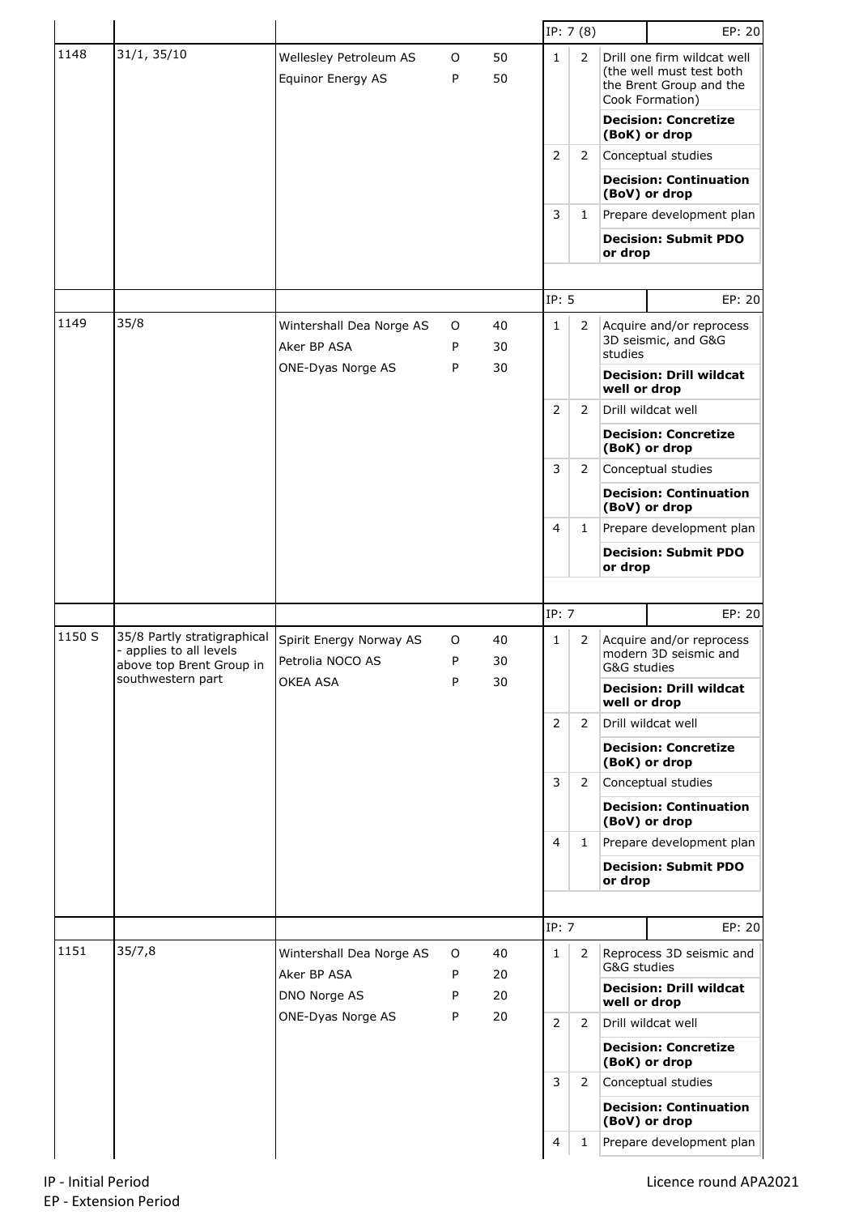| Licence | Blocks | Companies | Role | Share (%) | Phase | Years | Work obligations / Decisions |
|---|---|---|---|---|---|---|---|
| | | | | | IP: 7 (8) | | EP: 20 |
| 1148 | 31/1, 35/10 | Wellesley Petroleum AS | O | 50 | 1 | 2 | Drill one firm wildcat well (the well must test both the Brent Group and the Cook Formation) |
| | | Equinor Energy AS | P | 50 | | | **Decision: Concretize (BoK) or drop** |
| | | | | | 2 | 2 | Conceptual studies |
| | | | | | | | **Decision: Continuation (BoV) or drop** |
| | | | | | 3 | 1 | Prepare development plan |
| | | | | | | | **Decision: Submit PDO or drop** |
| | | | | | IP: 5 | | EP: 20 |
| 1149 | 35/8 | Wintershall Dea Norge AS | O | 40 | 1 | 2 | Acquire and/or reprocess 3D seismic, and G&G studies |
| | | Aker BP ASA | P | 30 | | | **Decision: Drill wildcat well or drop** |
| | | ONE-Dyas Norge AS | P | 30 | 2 | 2 | Drill wildcat well |
| | | | | | | | **Decision: Concretize (BoK) or drop** |
| | | | | | 3 | 2 | Conceptual studies |
| | | | | | | | **Decision: Continuation (BoV) or drop** |
| | | | | | 4 | 1 | Prepare development plan |
| | | | | | | | **Decision: Submit PDO or drop** |
| | | | | | IP: 7 | | EP: 20 |
| 1150 S | 35/8 Partly stratigraphical - applies to all levels above top Brent Group in southwestern part | Spirit Energy Norway AS | O | 40 | 1 | 2 | Acquire and/or reprocess modern 3D seismic and G&G studies |
| | | Petrolia NOCO AS | P | 30 | | | **Decision: Drill wildcat well or drop** |
| | | OKEA ASA | P | 30 | 2 | 2 | Drill wildcat well |
| | | | | | | | **Decision: Concretize (BoK) or drop** |
| | | | | | 3 | 2 | Conceptual studies |
| | | | | | | | **Decision: Continuation (BoV) or drop** |
| | | | | | 4 | 1 | Prepare development plan |
| | | | | | | | **Decision: Submit PDO or drop** |
| | | | | | IP: 7 | | EP: 20 |
| 1151 | 35/7,8 | Wintershall Dea Norge AS | O | 40 | 1 | 2 | Reprocess 3D seismic and G&G studies |
| | | Aker BP ASA | P | 20 | | | **Decision: Drill wildcat well or drop** |
| | | DNO Norge AS | P | 20 | | | |
| | | ONE-Dyas Norge AS | P | 20 | 2 | 2 | Drill wildcat well |
| | | | | | | | **Decision: Concretize (BoK) or drop** |
| | | | | | 3 | 2 | Conceptual studies |
| | | | | | | | **Decision: Continuation (BoV) or drop** |
| | | | | | 4 | 1 | Prepare development plan |

IP - Initial Period
EP - Extension Period

Licence round APA2021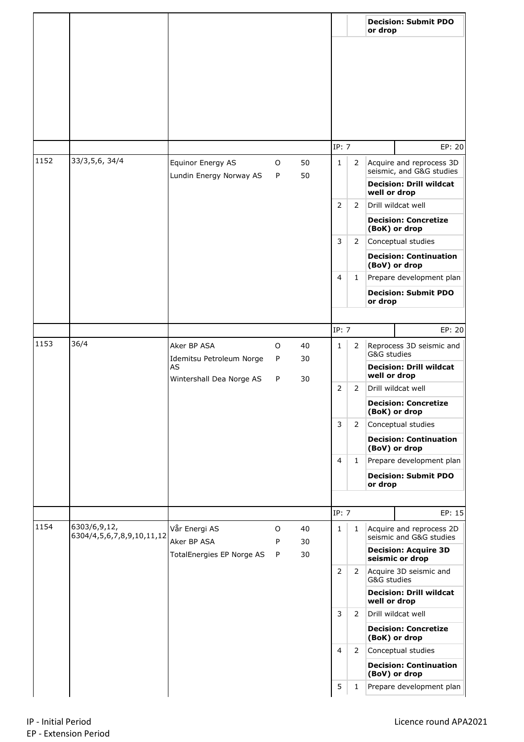| | | | | | | | |
|---|---|---|---|---|---|---|---|
| | | | | | | | **Decision: Submit PDO or drop** |
| | | | | | IP: 7 | | EP: 20 |
| 1152 | 33/3,5,6, 34/4 | Equinor Energy AS | O | 50 | 1 | 2 | Acquire and reprocess 3D seismic, and G&G studies |
| | | Lundin Energy Norway AS | P | 50 | | | **Decision: Drill wildcat well or drop** |
| | | | | | 2 | 2 | Drill wildcat well |
| | | | | | | | **Decision: Concretize (BoK) or drop** |
| | | | | | 3 | 2 | Conceptual studies |
| | | | | | | | **Decision: Continuation (BoV) or drop** |
| | | | | | 4 | 1 | Prepare development plan |
| | | | | | | | **Decision: Submit PDO or drop** |
| | | | | | IP: 7 | | EP: 20 |
| 1153 | 36/4 | Aker BP ASA | O | 40 | 1 | 2 | Reprocess 3D seismic and G&G studies |
| | | Idemitsu Petroleum Norge AS | P | 30 | | | **Decision: Drill wildcat well or drop** |
| | | Wintershall Dea Norge AS | P | 30 | 2 | 2 | Drill wildcat well |
| | | | | | | | **Decision: Concretize (BoK) or drop** |
| | | | | | 3 | 2 | Conceptual studies |
| | | | | | | | **Decision: Continuation (BoV) or drop** |
| | | | | | 4 | 1 | Prepare development plan |
| | | | | | | | **Decision: Submit PDO or drop** |
| | | | | | IP: 7 | | EP: 15 |
| 1154 | 6303/6,9,12, 6304/4,5,6,7,8,9,10,11,12 | Vår Energi AS | O | 40 | 1 | 1 | Acquire and reprocess 2D seismic and G&G studies |
| | | Aker BP ASA | P | 30 | | | **Decision: Acquire 3D seismic or drop** |
| | | TotalEnergies EP Norge AS | P | 30 | 2 | 2 | Acquire 3D seismic and G&G studies |
| | | | | | | | **Decision: Drill wildcat well or drop** |
| | | | | | 3 | 2 | Drill wildcat well |
| | | | | | | | **Decision: Concretize (BoK) or drop** |
| | | | | | 4 | 2 | Conceptual studies |
| | | | | | | | **Decision: Continuation (BoV) or drop** |
| | | | | | 5 | 1 | Prepare development plan |

IP - Initial Period
EP - Extension Period

Licence round APA2021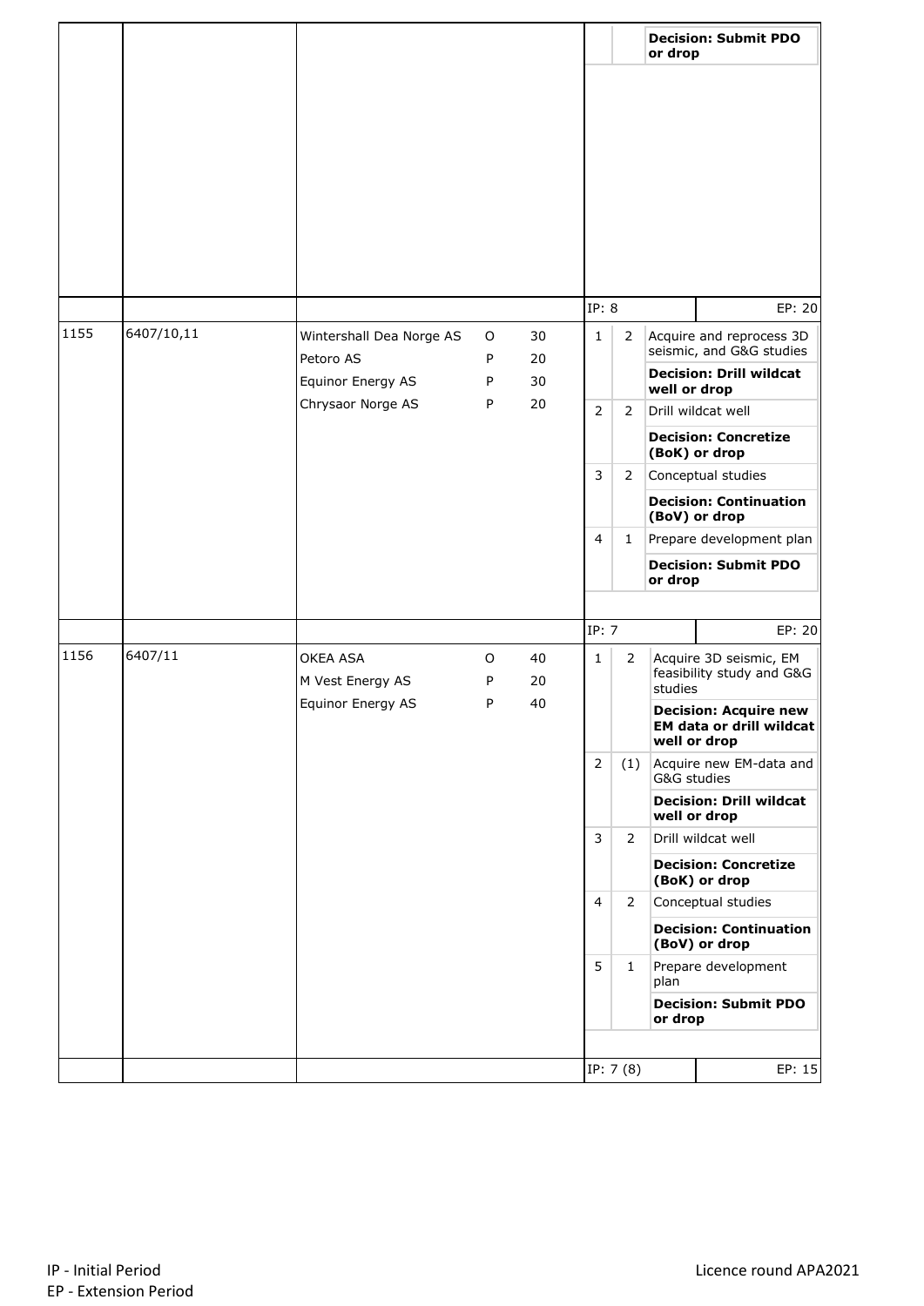| | | | | | | | |
|---|---|---|---|---|---|---|---|
| | | | | | | | **Decision: Submit PDO or drop** |
| | | | | | IP: 8 | | EP: 20 |
| 1155 | 6407/10,11 | Wintershall Dea Norge AS | O | 30 | 1 | 2 | Acquire and reprocess 3D seismic, and G&G studies |
| | | Petoro AS | P | 20 | | | **Decision: Drill wildcat well or drop** |
| | | Equinor Energy AS | P | 30 | 2 | 2 | Drill wildcat well |
| | | Chrysaor Norge AS | P | 20 | | | **Decision: Concretize (BoK) or drop** |
| | | | | | 3 | 2 | Conceptual studies |
| | | | | | | | **Decision: Continuation (BoV) or drop** |
| | | | | | 4 | 1 | Prepare development plan |
| | | | | | | | **Decision: Submit PDO or drop** |
| | | | | | IP: 7 | | EP: 20 |
| 1156 | 6407/11 | OKEA ASA | O | 40 | 1 | 2 | Acquire 3D seismic, EM feasibility study and G&G studies |
| | | M Vest Energy AS | P | 20 | | | **Decision: Acquire new EM data or drill wildcat well or drop** |
| | | Equinor Energy AS | P | 40 | 2 | (1) | Acquire new EM-data and G&G studies |
| | | | | | | | **Decision: Drill wildcat well or drop** |
| | | | | | 3 | 2 | Drill wildcat well |
| | | | | | | | **Decision: Concretize (BoK) or drop** |
| | | | | | 4 | 2 | Conceptual studies |
| | | | | | | | **Decision: Continuation (BoV) or drop** |
| | | | | | 5 | 1 | Prepare development plan |
| | | | | | | | **Decision: Submit PDO or drop** |
| | | | | | IP: 7 (8) | | EP: 15 |

IP - Initial Period
EP - Extension Period

Licence round APA2021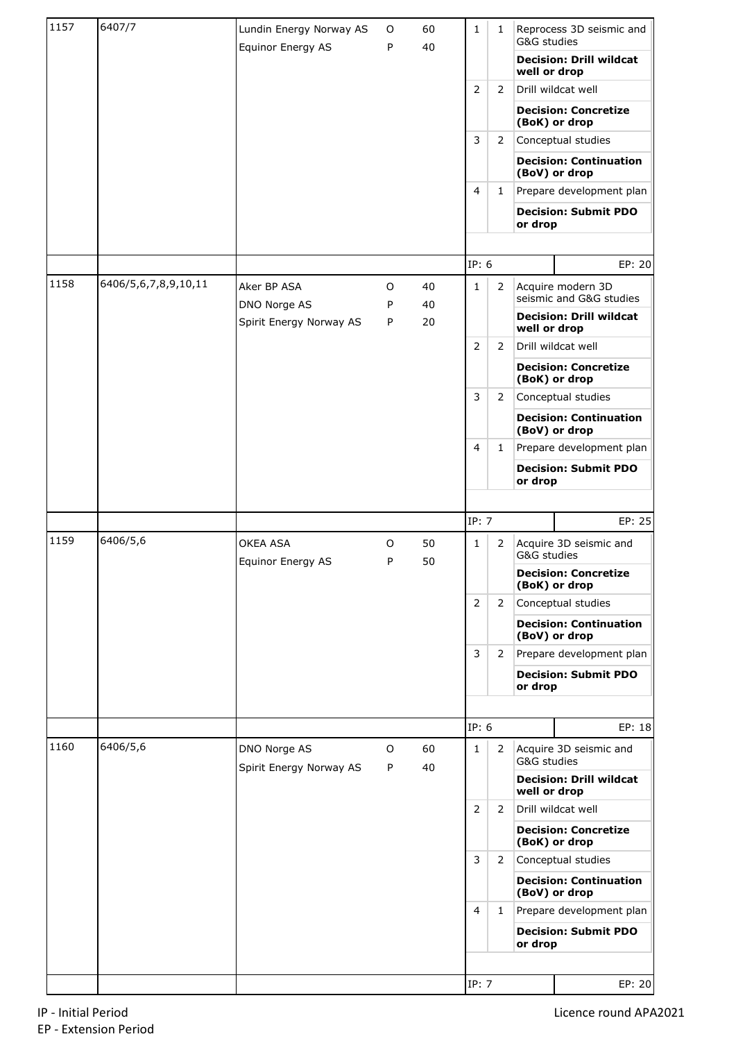| | | | | | | | |
|---|---|---|---|---|---|---|---|
| 1157 | 6407/7 | Lundin Energy Norway AS | O | 60 | 1 | 1 | Reprocess 3D seismic and G&G studies |
| | | Equinor Energy AS | P | 40 | | | **Decision: Drill wildcat well or drop** |
| | | | | | 2 | 2 | Drill wildcat well |
| | | | | | | | **Decision: Concretize (BoK) or drop** |
| | | | | | 3 | 2 | Conceptual studies |
| | | | | | | | **Decision: Continuation (BoV) or drop** |
| | | | | | 4 | 1 | Prepare development plan |
| | | | | | | | **Decision: Submit PDO or drop** |
| | | | | | IP: 6 | | EP: 20 |
| 1158 | 6406/5,6,7,8,9,10,11 | Aker BP ASA | O | 40 | 1 | 2 | Acquire modern 3D seismic and G&G studies |
| | | DNO Norge AS | P | 40 | | | **Decision: Drill wildcat well or drop** |
| | | Spirit Energy Norway AS | P | 20 | 2 | 2 | Drill wildcat well |
| | | | | | | | **Decision: Concretize (BoK) or drop** |
| | | | | | 3 | 2 | Conceptual studies |
| | | | | | | | **Decision: Continuation (BoV) or drop** |
| | | | | | 4 | 1 | Prepare development plan |
| | | | | | | | **Decision: Submit PDO or drop** |
| | | | | | IP: 7 | | EP: 25 |
| 1159 | 6406/5,6 | OKEA ASA | O | 50 | 1 | 2 | Acquire 3D seismic and G&G studies |
| | | Equinor Energy AS | P | 50 | | | **Decision: Concretize (BoK) or drop** |
| | | | | | 2 | 2 | Conceptual studies |
| | | | | | | | **Decision: Continuation (BoV) or drop** |
| | | | | | 3 | 2 | Prepare development plan |
| | | | | | | | **Decision: Submit PDO or drop** |
| | | | | | IP: 6 | | EP: 18 |
| 1160 | 6406/5,6 | DNO Norge AS | O | 60 | 1 | 2 | Acquire 3D seismic and G&G studies |
| | | Spirit Energy Norway AS | P | 40 | | | **Decision: Drill wildcat well or drop** |
| | | | | | 2 | 2 | Drill wildcat well |
| | | | | | | | **Decision: Concretize (BoK) or drop** |
| | | | | | 3 | 2 | Conceptual studies |
| | | | | | | | **Decision: Continuation (BoV) or drop** |
| | | | | | 4 | 1 | Prepare development plan |
| | | | | | | | **Decision: Submit PDO or drop** |
| | | | | | IP: 7 | | EP: 20 |

IP - Initial Period
EP - Extension Period

Licence round APA2021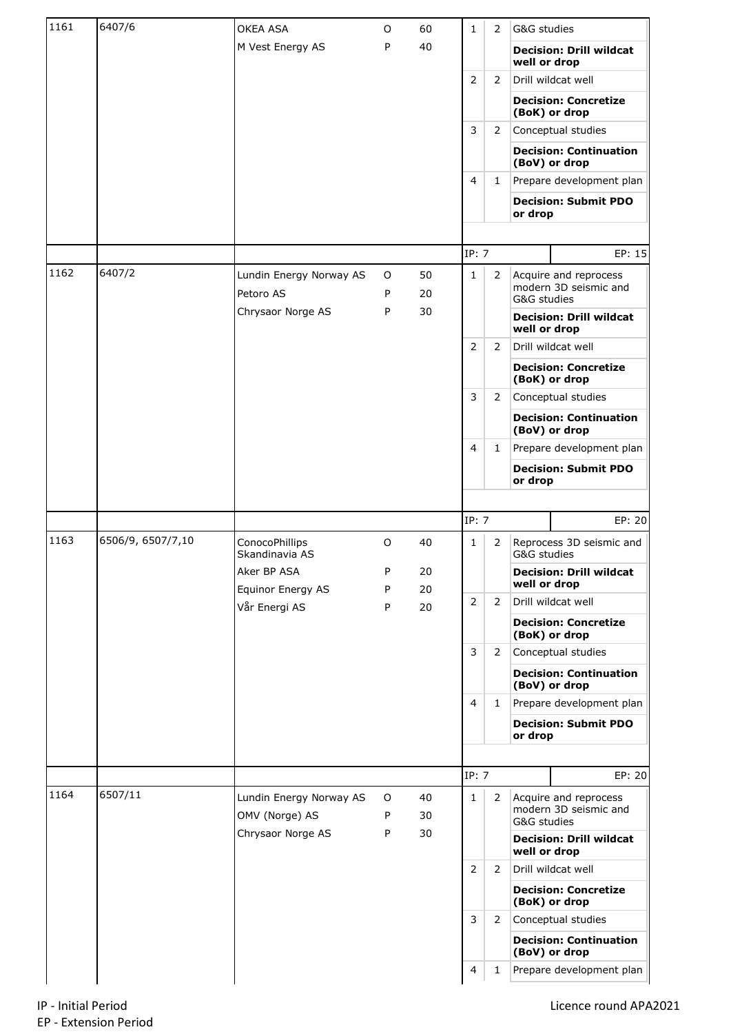| | | | | | | | |
|---|---|---|---|---|---|---|---|
| 1161 | 6407/6 | OKEA ASA | O | 60 | 1 | 2 | G&G studies |
| | | M Vest Energy AS | P | 40 | | | **Decision: Drill wildcat well or drop** |
| | | | | | 2 | 2 | Drill wildcat well |
| | | | | | | | **Decision: Concretize (BoK) or drop** |
| | | | | | 3 | 2 | Conceptual studies |
| | | | | | | | **Decision: Continuation (BoV) or drop** |
| | | | | | 4 | 1 | Prepare development plan |
| | | | | | | | **Decision: Submit PDO or drop** |
| | | | | | IP: 7 | | EP: 15 |
| 1162 | 6407/2 | Lundin Energy Norway AS | O | 50 | 1 | 2 | Acquire and reprocess modern 3D seismic and G&G studies |
| | | Petoro AS | P | 20 | | | **Decision: Drill wildcat well or drop** |
| | | Chrysaor Norge AS | P | 30 | 2 | 2 | Drill wildcat well |
| | | | | | | | **Decision: Concretize (BoK) or drop** |
| | | | | | 3 | 2 | Conceptual studies |
| | | | | | | | **Decision: Continuation (BoV) or drop** |
| | | | | | 4 | 1 | Prepare development plan |
| | | | | | | | **Decision: Submit PDO or drop** |
| | | | | | IP: 7 | | EP: 20 |
| 1163 | 6506/9, 6507/7,10 | ConocoPhillips Skandinavia AS | O | 40 | 1 | 2 | Reprocess 3D seismic and G&G studies |
| | | Aker BP ASA | P | 20 | | | **Decision: Drill wildcat well or drop** |
| | | Equinor Energy AS | P | 20 | 2 | 2 | Drill wildcat well |
| | | Vår Energi AS | P | 20 | | | **Decision: Concretize (BoK) or drop** |
| | | | | | 3 | 2 | Conceptual studies |
| | | | | | | | **Decision: Continuation (BoV) or drop** |
| | | | | | 4 | 1 | Prepare development plan |
| | | | | | | | **Decision: Submit PDO or drop** |
| | | | | | IP: 7 | | EP: 20 |
| 1164 | 6507/11 | Lundin Energy Norway AS | O | 40 | 1 | 2 | Acquire and reprocess modern 3D seismic and G&G studies |
| | | OMV (Norge) AS | P | 30 | | | **Decision: Drill wildcat well or drop** |
| | | Chrysaor Norge AS | P | 30 | 2 | 2 | Drill wildcat well |
| | | | | | | | **Decision: Concretize (BoK) or drop** |
| | | | | | 3 | 2 | Conceptual studies |
| | | | | | | | **Decision: Continuation (BoV) or drop** |
| | | | | | 4 | 1 | Prepare development plan |

IP - Initial Period
EP - Extension Period

Licence round APA2021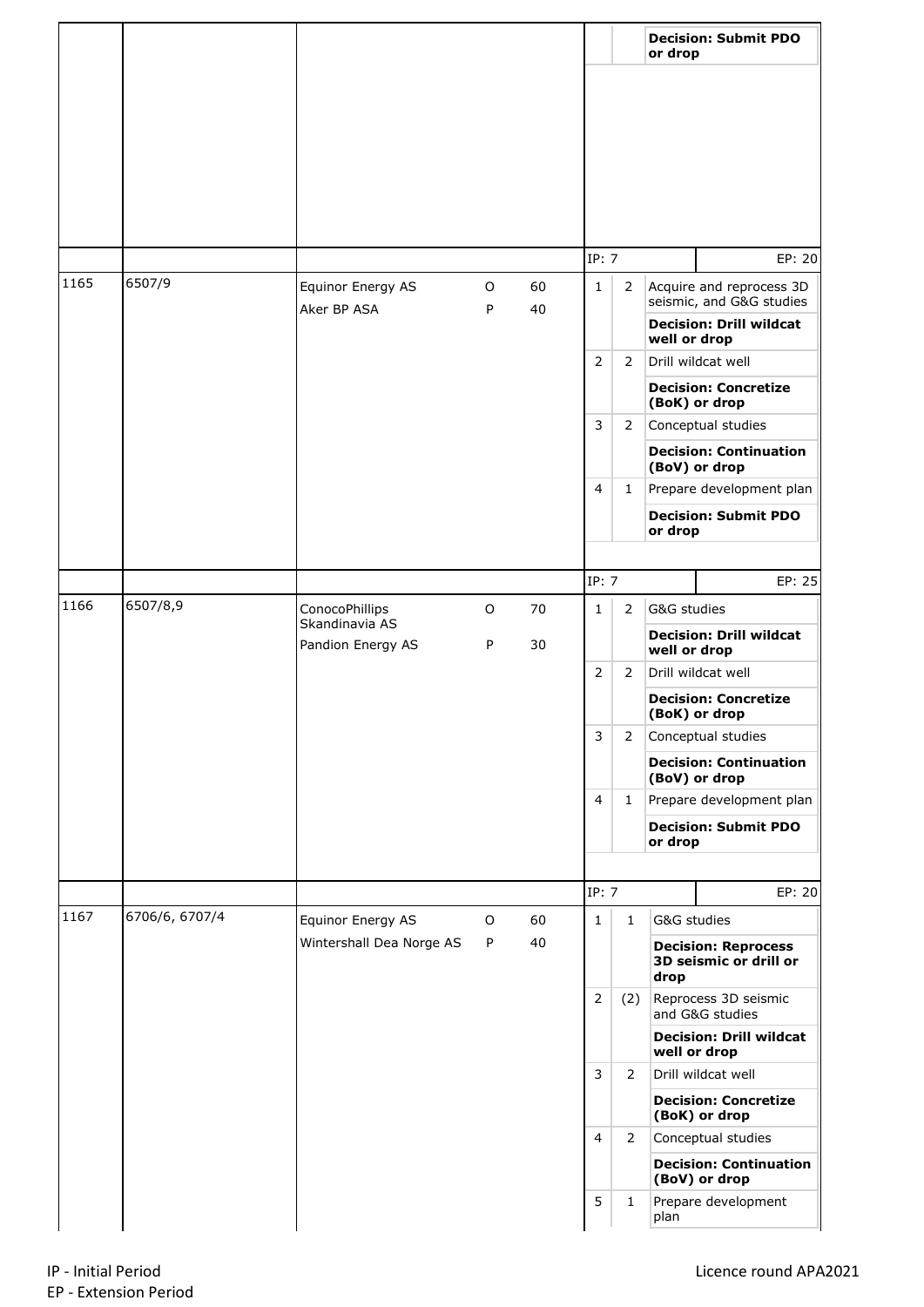| | | | | | | | |
|---|---|---|---|---|---|---|---|
| | | | | | | | **Decision: Submit PDO or drop** |
| | | | | | IP: 7 | | EP: 20 |
| 1165 | 6507/9 | Equinor Energy AS | O | 60 | 1 | 2 | Acquire and reprocess 3D seismic, and G&G studies |
| | | Aker BP ASA | P | 40 | | | **Decision: Drill wildcat well or drop** |
| | | | | | 2 | 2 | Drill wildcat well |
| | | | | | | | **Decision: Concretize (BoK) or drop** |
| | | | | | 3 | 2 | Conceptual studies |
| | | | | | | | **Decision: Continuation (BoV) or drop** |
| | | | | | 4 | 1 | Prepare development plan |
| | | | | | | | **Decision: Submit PDO or drop** |
| | | | | | IP: 7 | | EP: 25 |
| 1166 | 6507/8,9 | ConocoPhillips Skandinavia AS | O | 70 | 1 | 2 | G&G studies |
| | | Pandion Energy AS | P | 30 | | | **Decision: Drill wildcat well or drop** |
| | | | | | 2 | 2 | Drill wildcat well |
| | | | | | | | **Decision: Concretize (BoK) or drop** |
| | | | | | 3 | 2 | Conceptual studies |
| | | | | | | | **Decision: Continuation (BoV) or drop** |
| | | | | | 4 | 1 | Prepare development plan |
| | | | | | | | **Decision: Submit PDO or drop** |
| | | | | | IP: 7 | | EP: 20 |
| 1167 | 6706/6, 6707/4 | Equinor Energy AS | O | 60 | 1 | 1 | G&G studies |
| | | Wintershall Dea Norge AS | P | 40 | | | **Decision: Reprocess 3D seismic or drill or drop** |
| | | | | | 2 | (2) | Reprocess 3D seismic and G&G studies |
| | | | | | | | **Decision: Drill wildcat well or drop** |
| | | | | | 3 | 2 | Drill wildcat well |
| | | | | | | | **Decision: Concretize (BoK) or drop** |
| | | | | | 4 | 2 | Conceptual studies |
| | | | | | | | **Decision: Continuation (BoV) or drop** |
| | | | | | 5 | 1 | Prepare development plan |

IP - Initial Period
EP - Extension Period

Licence round APA2021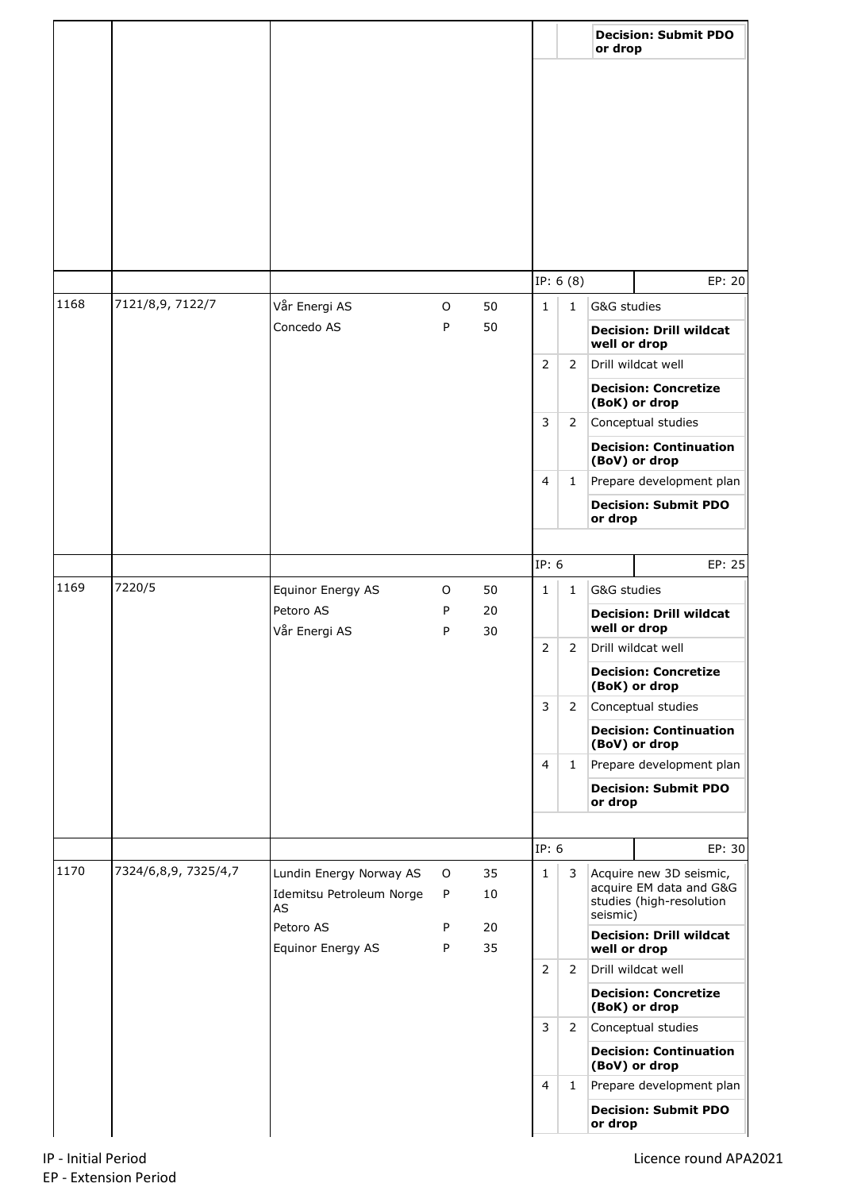| | | | | | | | |
|---|---|---|---|---|---|---|---|
| | | | | | | | **Decision: Submit PDO or drop** |
| | | | | | IP: 6 (8) | | EP: 20 |
| 1168 | 7121/8,9, 7122/7 | Vår Energi AS | O | 50 | 1 | 1 | G&G studies |
| | | Concedo AS | P | 50 | | | **Decision: Drill wildcat well or drop** |
| | | | | | 2 | 2 | Drill wildcat well |
| | | | | | | | **Decision: Concretize (BoK) or drop** |
| | | | | | 3 | 2 | Conceptual studies |
| | | | | | | | **Decision: Continuation (BoV) or drop** |
| | | | | | 4 | 1 | Prepare development plan |
| | | | | | | | **Decision: Submit PDO or drop** |
| | | | | | IP: 6 | | EP: 25 |
| 1169 | 7220/5 | Equinor Energy AS | O | 50 | 1 | 1 | G&G studies |
| | | Petoro AS | P | 20 | | | **Decision: Drill wildcat well or drop** |
| | | Vår Energi AS | P | 30 | 2 | 2 | Drill wildcat well |
| | | | | | | | **Decision: Concretize (BoK) or drop** |
| | | | | | 3 | 2 | Conceptual studies |
| | | | | | | | **Decision: Continuation (BoV) or drop** |
| | | | | | 4 | 1 | Prepare development plan |
| | | | | | | | **Decision: Submit PDO or drop** |
| | | | | | IP: 6 | | EP: 30 |
| 1170 | 7324/6,8,9, 7325/4,7 | Lundin Energy Norway AS | O | 35 | 1 | 3 | Acquire new 3D seismic, acquire EM data and G&G studies (high-resolution seismic) |
| | | Idemitsu Petroleum Norge AS | P | 10 | | | **Decision: Drill wildcat well or drop** |
| | | Petoro AS | P | 20 | | | |
| | | Equinor Energy AS | P | 35 | 2 | 2 | Drill wildcat well |
| | | | | | | | **Decision: Concretize (BoK) or drop** |
| | | | | | 3 | 2 | Conceptual studies |
| | | | | | | | **Decision: Continuation (BoV) or drop** |
| | | | | | 4 | 1 | Prepare development plan |
| | | | | | | | **Decision: Submit PDO or drop** |

IP - Initial Period
EP - Extension Period

Licence round APA2021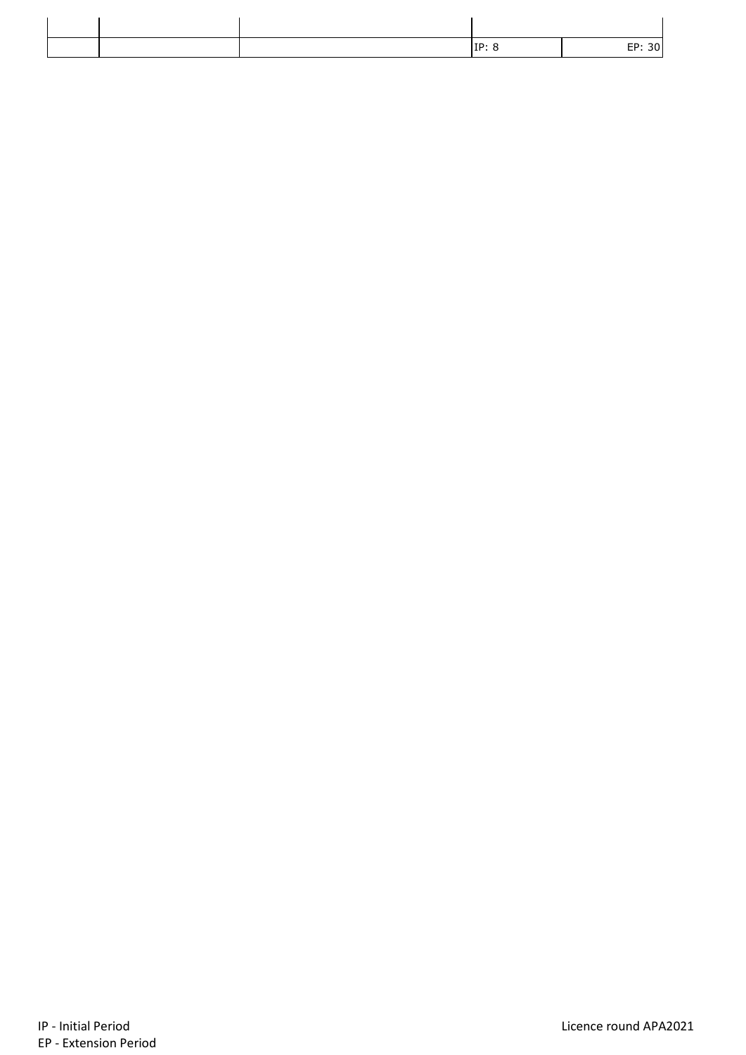| | | | | |
|---|---|---|---|---|
| | | | | |
| | | | IP: 8 | EP: 30 |

IP - Initial Period
EP - Extension Period

Licence round APA2021